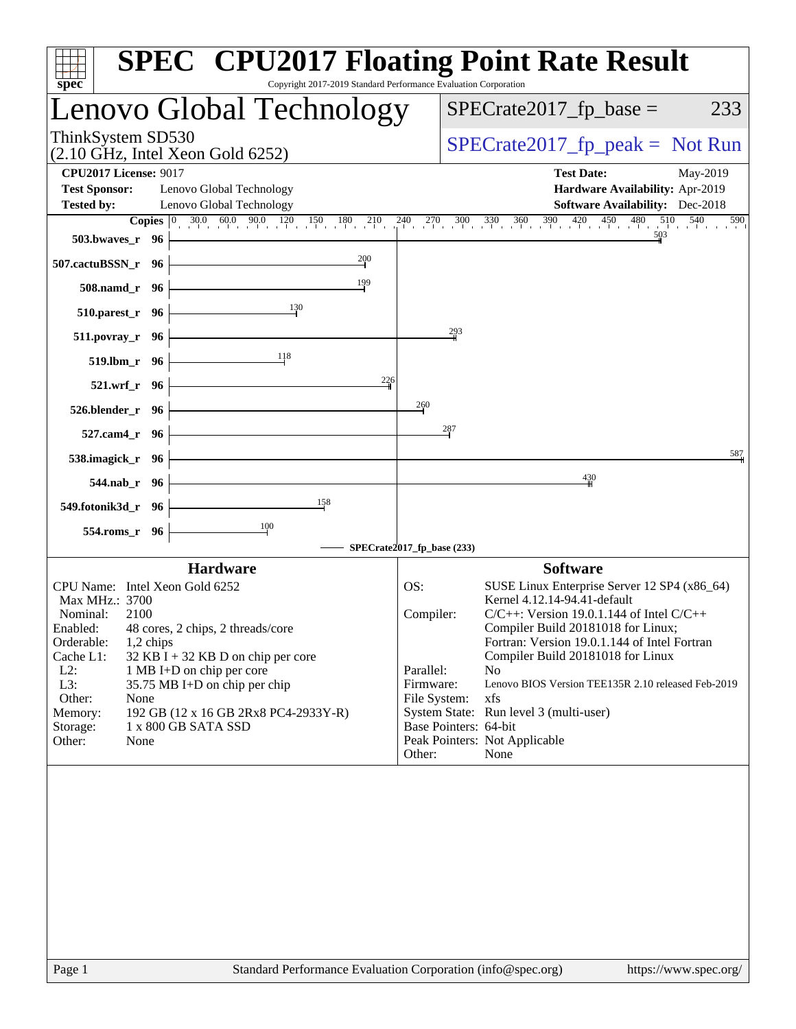# SPEC CPU2017 Floating Point Rate Result

Copyright 2017-2019 Standard Performance Evaluation Corporation

## Lenovo Global Technology

ThinkSystem SD530
(2.10 GHz, Intel Xeon Gold 6252)

SPECrate2017_fp_base = 233

SPECrate2017_fp_peak = Not Run

**CPU2017 License:** 9017
**Test Sponsor:** Lenovo Global Technology
**Tested by:** Lenovo Global Technology

**Test Date:** May-2019
**Hardware Availability:** Apr-2019
**Software Availability:** Dec-2018

| Benchmark | Copies | SPECrate2017_fp_base |
|---|---|---|
| 503.bwaves_r | 96 | 503 |
| 507.cactuBSSN_r | 96 | 200 |
| 508.namd_r | 96 | 199 |
| 510.parest_r | 96 | 130 |
| 511.povray_r | 96 | 293 |
| 519.lbm_r | 96 | 118 |
| 521.wrf_r | 96 | 226 |
| 526.blender_r | 96 | 260 |
| 527.cam4_r | 96 | 287 |
| 538.imagick_r | 96 | 587 |
| 544.nab_r | 96 | 430 |
| 549.fotonik3d_r | 96 | 158 |
| 554.roms_r | 96 | 100 |

SPECrate2017_fp_base (233)

### Hardware

| | |
|---|---|
| CPU Name: | Intel Xeon Gold 6252 |
| Max MHz.: | 3700 |
| Nominal: | 2100 |
| Enabled: | 48 cores, 2 chips, 2 threads/core |
| Orderable: | 1,2 chips |
| Cache L1: | 32 KB I + 32 KB D on chip per core |
| L2: | 1 MB I+D on chip per core |
| L3: | 35.75 MB I+D on chip per chip |
| Other: | None |
| Memory: | 192 GB (12 x 16 GB 2Rx8 PC4-2933Y-R) |
| Storage: | 1 x 800 GB SATA SSD |
| Other: | None |

### Software

| | |
|---|---|
| OS: | SUSE Linux Enterprise Server 12 SP4 (x86_64) Kernel 4.12.14-94.41-default |
| Compiler: | C/C++: Version 19.0.1.144 of Intel C/C++ Compiler Build 20181018 for Linux; Fortran: Version 19.0.1.144 of Intel Fortran Compiler Build 20181018 for Linux |
| Parallel: | No |
| Firmware: | Lenovo BIOS Version TEE135R 2.10 released Feb-2019 |
| File System: | xfs |
| System State: | Run level 3 (multi-user) |
| Base Pointers: | 64-bit |
| Peak Pointers: | Not Applicable |
| Other: | None |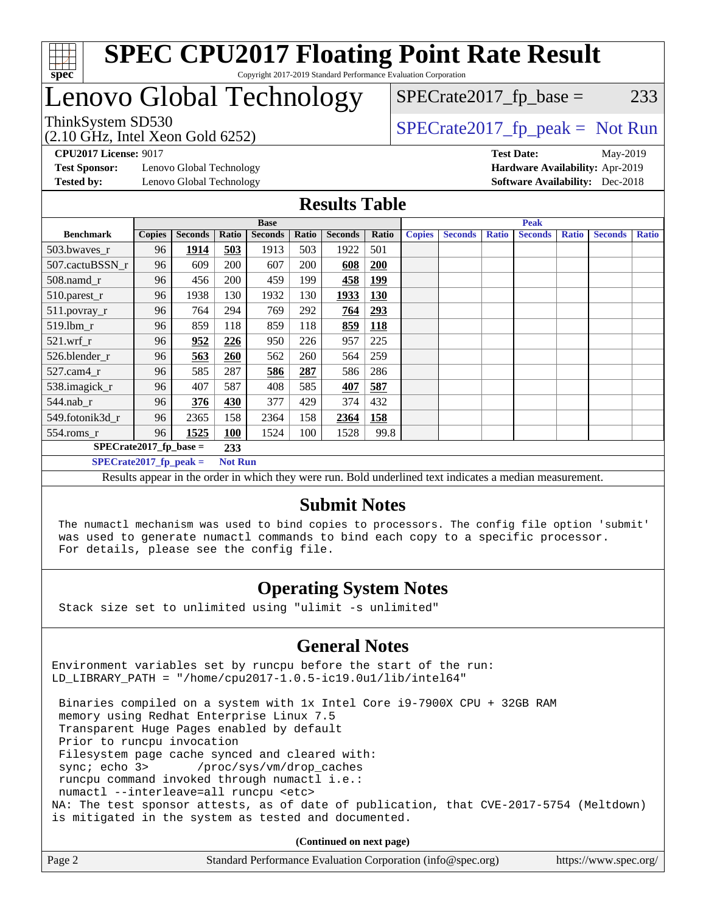# SPEC CPU2017 Floating Point Rate Result

Copyright 2017-2019 Standard Performance Evaluation Corporation

# Lenovo Global Technology

ThinkSystem SD530
(2.10 GHz, Intel Xeon Gold 6252)

SPECrate2017_fp_base = 233

SPECrate2017_fp_peak = Not Run

**CPU2017 License:** 9017
**Test Sponsor:** Lenovo Global Technology
**Tested by:** Lenovo Global Technology

**Test Date:** May-2019
**Hardware Availability:** Apr-2019
**Software Availability:** Dec-2018

## Results Table

| Benchmark | Base | | | | | | | Peak | | | | | | |
|---|---|---|---|---|---|---|---|---|---|---|---|---|---|---|
| | Copies | Seconds | Ratio | Seconds | Ratio | Seconds | Ratio | Copies | Seconds | Ratio | Seconds | Ratio | Seconds | Ratio |
| 503.bwaves_r | 96 | **1914** | **503** | 1913 | 503 | 1922 | 501 | | | | | | | |
| 507.cactuBSSN_r | 96 | 609 | 200 | 607 | 200 | **608** | **200** | | | | | | | |
| 508.namd_r | 96 | 456 | 200 | 459 | 199 | **458** | **199** | | | | | | | |
| 510.parest_r | 96 | 1938 | 130 | 1932 | 130 | **1933** | **130** | | | | | | | |
| 511.povray_r | 96 | 764 | 294 | 769 | 292 | **764** | **293** | | | | | | | |
| 519.lbm_r | 96 | 859 | 118 | 859 | 118 | **859** | **118** | | | | | | | |
| 521.wrf_r | 96 | **952** | **226** | 950 | 226 | 957 | 225 | | | | | | | |
| 526.blender_r | 96 | **563** | **260** | 562 | 260 | 564 | 259 | | | | | | | |
| 527.cam4_r | 96 | 585 | 287 | **586** | **287** | 586 | 286 | | | | | | | |
| 538.imagick_r | 96 | 407 | 587 | 408 | 585 | **407** | **587** | | | | | | | |
| 544.nab_r | 96 | **376** | **430** | 377 | 429 | 374 | 432 | | | | | | | |
| 549.fotonik3d_r | 96 | 2365 | 158 | 2364 | 158 | **2364** | **158** | | | | | | | |
| 554.roms_r | 96 | **1525** | **100** | 1524 | 100 | 1528 | 99.8 | | | | | | | |

**SPECrate2017_fp_base = 233**

**SPECrate2017_fp_peak = Not Run**

Results appear in the order in which they were run. Bold underlined text indicates a median measurement.

## Submit Notes

```
The numactl mechanism was used to bind copies to processors. The config file option 'submit'
was used to generate numactl commands to bind each copy to a specific processor.
For details, please see the config file.
```

## Operating System Notes

```
Stack size set to unlimited using "ulimit -s unlimited"
```

## General Notes

```
Environment variables set by runcpu before the start of the run:
LD_LIBRARY_PATH = "/home/cpu2017-1.0.5-ic19.0u1/lib/intel64"

 Binaries compiled on a system with 1x Intel Core i9-7900X CPU + 32GB RAM
 memory using Redhat Enterprise Linux 7.5
 Transparent Huge Pages enabled by default
 Prior to runcpu invocation
 Filesystem page cache synced and cleared with:
 sync; echo 3>       /proc/sys/vm/drop_caches
 runcpu command invoked through numactl i.e.:
 numactl --interleave=all runcpu <etc>
NA: The test sponsor attests, as of date of publication, that CVE-2017-5754 (Meltdown)
is mitigated in the system as tested and documented.
```

**(Continued on next page)**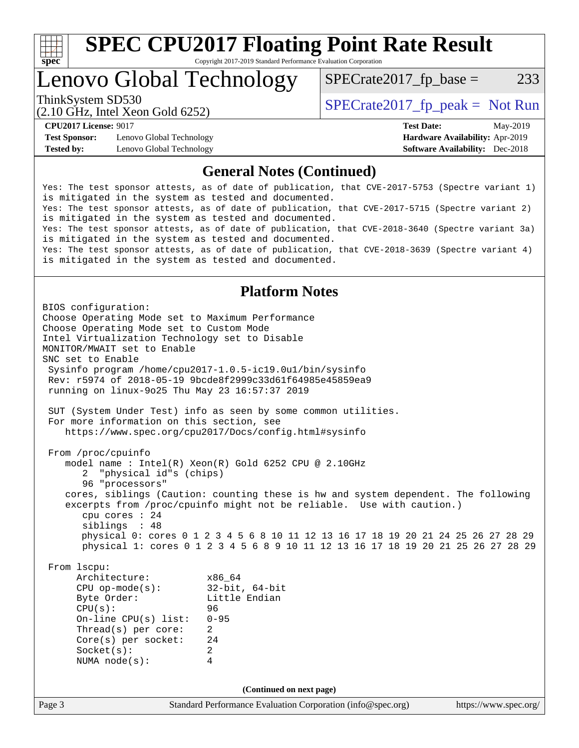## General Notes (Continued)

```
Yes: The test sponsor attests, as of date of publication, that CVE-2017-5753 (Spectre variant 1)
is mitigated in the system as tested and documented.
Yes: The test sponsor attests, as of date of publication, that CVE-2017-5715 (Spectre variant 2)
is mitigated in the system as tested and documented.
Yes: The test sponsor attests, as of date of publication, that CVE-2018-3640 (Spectre variant 3a)
is mitigated in the system as tested and documented.
Yes: The test sponsor attests, as of date of publication, that CVE-2018-3639 (Spectre variant 4)
is mitigated in the system as tested and documented.
```

## Platform Notes

```
BIOS configuration:
Choose Operating Mode set to Maximum Performance
Choose Operating Mode set to Custom Mode
Intel Virtualization Technology set to Disable
MONITOR/MWAIT set to Enable
SNC set to Enable
 Sysinfo program /home/cpu2017-1.0.5-ic19.0u1/bin/sysinfo
 Rev: r5974 of 2018-05-19 9bcde8f2999c33d61f64985e45859ea9
 running on linux-9o25 Thu May 23 16:57:37 2019

 SUT (System Under Test) info as seen by some common utilities.
 For more information on this section, see
    https://www.spec.org/cpu2017/Docs/config.html#sysinfo

 From /proc/cpuinfo
    model name : Intel(R) Xeon(R) Gold 6252 CPU @ 2.10GHz
       2  "physical id"s (chips)
       96 "processors"
    cores, siblings (Caution: counting these is hw and system dependent. The following
    excerpts from /proc/cpuinfo might not be reliable.  Use with caution.)
       cpu cores : 24
       siblings  : 48
       physical 0: cores 0 1 2 3 4 5 6 8 10 11 12 13 16 17 18 19 20 21 24 25 26 27 28 29
       physical 1: cores 0 1 2 3 4 5 6 8 9 10 11 12 13 16 17 18 19 20 21 25 26 27 28 29

 From lscpu:
      Architecture:          x86_64
      CPU op-mode(s):        32-bit, 64-bit
      Byte Order:            Little Endian
      CPU(s):                96
      On-line CPU(s) list:   0-95
      Thread(s) per core:    2
      Core(s) per socket:    24
      Socket(s):             2
      NUMA node(s):          4
```

(Continued on next page)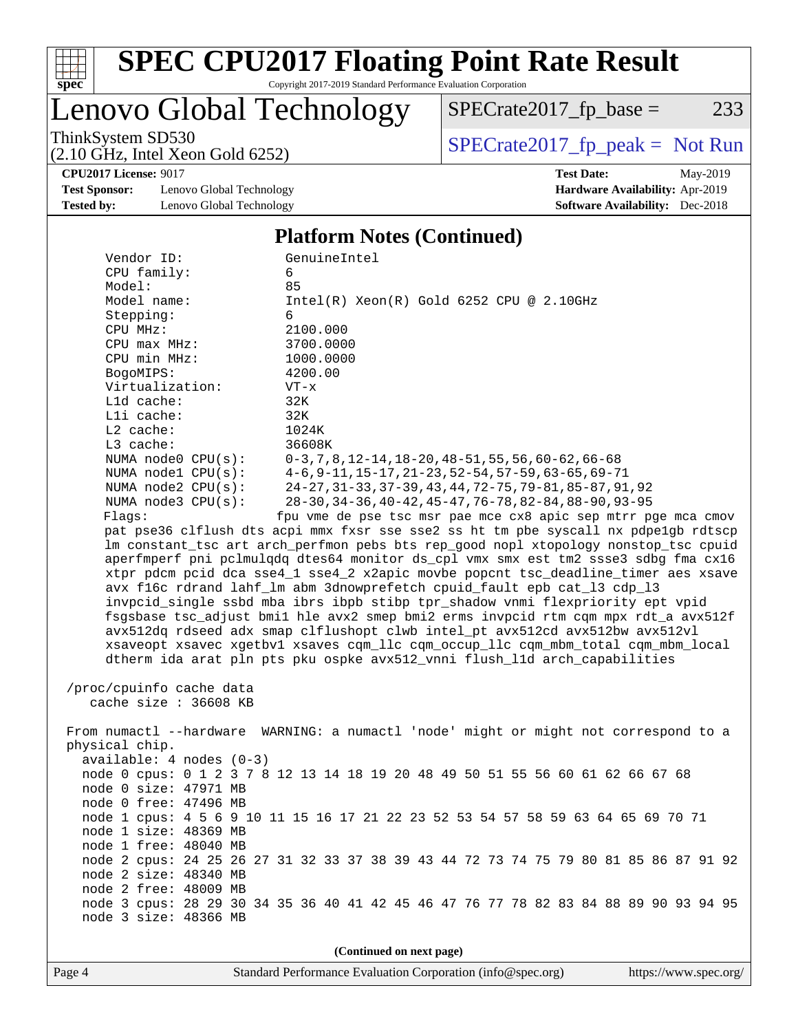# SPEC CPU2017 Floating Point Rate Result

Copyright 2017-2019 Standard Performance Evaluation Corporation

## Lenovo Global Technology

ThinkSystem SD530
(2.10 GHz, Intel Xeon Gold 6252)

SPECrate2017_fp_base = 233

SPECrate2017_fp_peak = Not Run

**CPU2017 License:** 9017
**Test Sponsor:** Lenovo Global Technology
**Tested by:** Lenovo Global Technology

**Test Date:** May-2019
**Hardware Availability:** Apr-2019
**Software Availability:** Dec-2018

### Platform Notes (Continued)

```
     Vendor ID:             GenuineIntel
     CPU family:            6
     Model:                 85
     Model name:            Intel(R) Xeon(R) Gold 6252 CPU @ 2.10GHz
     Stepping:              6
     CPU MHz:               2100.000
     CPU max MHz:           3700.0000
     CPU min MHz:           1000.0000
     BogoMIPS:              4200.00
     Virtualization:        VT-x
     L1d cache:             32K
     L1i cache:             32K
     L2 cache:              1024K
     L3 cache:              36608K
     NUMA node0 CPU(s):     0-3,7,8,12-14,18-20,48-51,55,56,60-62,66-68
     NUMA node1 CPU(s):     4-6,9-11,15-17,21-23,52-54,57-59,63-65,69-71
     NUMA node2 CPU(s):     24-27,31-33,37-39,43,44,72-75,79-81,85-87,91,92
     NUMA node3 CPU(s):     28-30,34-36,40-42,45-47,76-78,82-84,88-90,93-95
     Flags:                fpu vme de pse tsc msr pae mce cx8 apic sep mtrr pge mca cmov
     pat pse36 clflush dts acpi mmx fxsr sse sse2 ss ht tm pbe syscall nx pdpe1gb rdtscp
     lm constant_tsc art arch_perfmon pebs bts rep_good nopl xtopology nonstop_tsc cpuid
     aperfmperf pni pclmulqdq dtes64 monitor ds_cpl vmx smx est tm2 ssse3 sdbg fma cx16
     xtpr pdcm pcid dca sse4_1 sse4_2 x2apic movbe popcnt tsc_deadline_timer aes xsave
     avx f16c rdrand lahf_lm abm 3dnowprefetch cpuid_fault epb cat_l3 cdp_l3
     invpcid_single ssbd mba ibrs ibpb stibp tpr_shadow vnmi flexpriority ept vpid
     fsgsbase tsc_adjust bmi1 hle avx2 smep bmi2 erms invpcid rtm cqm mpx rdt_a avx512f
     avx512dq rdseed adx smap clflushopt clwb intel_pt avx512cd avx512bw avx512vl
     xsaveopt xsavec xgetbv1 xsaves cqm_llc cqm_occup_llc cqm_mbm_total cqm_mbm_local
     dtherm ida arat pln pts pku ospke avx512_vnni flush_l1d arch_capabilities

 /proc/cpuinfo cache data
    cache size : 36608 KB

 From numactl --hardware  WARNING: a numactl 'node' might or might not correspond to a
 physical chip.
   available: 4 nodes (0-3)
   node 0 cpus: 0 1 2 3 7 8 12 13 14 18 19 20 48 49 50 51 55 56 60 61 62 66 67 68
   node 0 size: 47971 MB
   node 0 free: 47496 MB
   node 1 cpus: 4 5 6 9 10 11 15 16 17 21 22 23 52 53 54 57 58 59 63 64 65 69 70 71
   node 1 size: 48369 MB
   node 1 free: 48040 MB
   node 2 cpus: 24 25 26 27 31 32 33 37 38 39 43 44 72 73 74 75 79 80 81 85 86 87 91 92
   node 2 size: 48340 MB
   node 2 free: 48009 MB
   node 3 cpus: 28 29 30 34 35 36 40 41 42 45 46 47 76 77 78 82 83 84 88 89 90 93 94 95
   node 3 size: 48366 MB
```

(Continued on next page)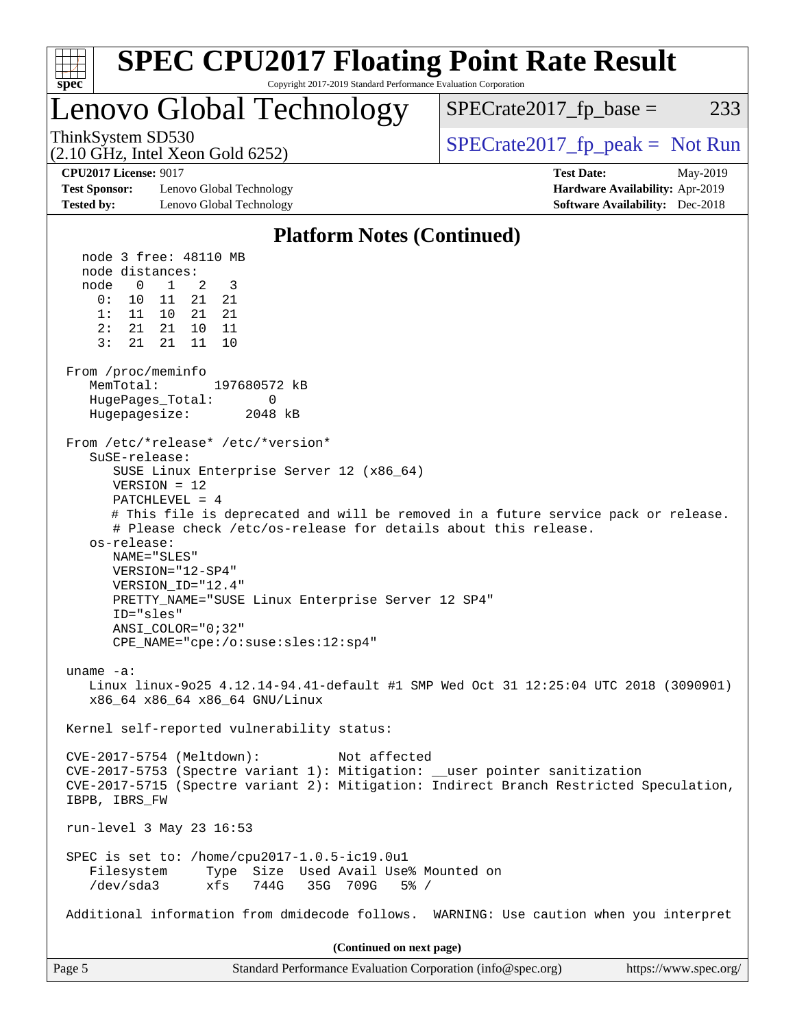## Platform Notes (Continued)

```
   node 3 free: 48110 MB
   node distances:
   node   0   1   2   3
     0:  10  11  21  21
     1:  11  10  21  21
     2:  21  21  10  11
     3:  21  21  11  10

 From /proc/meminfo
    MemTotal:       197680572 kB
    HugePages_Total:       0
    Hugepagesize:       2048 kB

 From /etc/*release* /etc/*version*
    SuSE-release:
       SUSE Linux Enterprise Server 12 (x86_64)
       VERSION = 12
       PATCHLEVEL = 4
       # This file is deprecated and will be removed in a future service pack or release.
       # Please check /etc/os-release for details about this release.
    os-release:
       NAME="SLES"
       VERSION="12-SP4"
       VERSION_ID="12.4"
       PRETTY_NAME="SUSE Linux Enterprise Server 12 SP4"
       ID="sles"
       ANSI_COLOR="0;32"
       CPE_NAME="cpe:/o:suse:sles:12:sp4"

 uname -a:
    Linux linux-9o25 4.12.14-94.41-default #1 SMP Wed Oct 31 12:25:04 UTC 2018 (3090901)
    x86_64 x86_64 x86_64 GNU/Linux

 Kernel self-reported vulnerability status:

 CVE-2017-5754 (Meltdown):          Not affected
 CVE-2017-5753 (Spectre variant 1): Mitigation: __user pointer sanitization
 CVE-2017-5715 (Spectre variant 2): Mitigation: Indirect Branch Restricted Speculation,
 IBPB, IBRS_FW

 run-level 3 May 23 16:53

 SPEC is set to: /home/cpu2017-1.0.5-ic19.0u1
    Filesystem     Type  Size  Used Avail Use% Mounted on
    /dev/sda3      xfs   744G   35G  709G   5% /

 Additional information from dmidecode follows.  WARNING: Use caution when you interpret
```

(Continued on next page)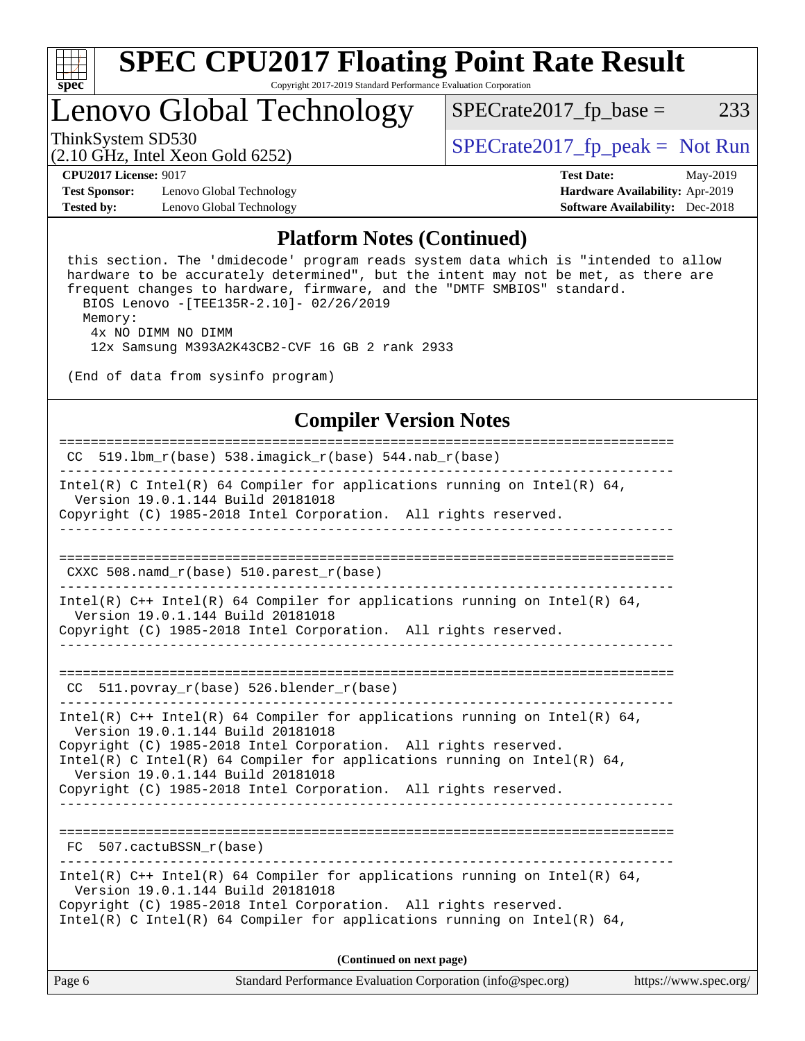## Platform Notes (Continued)

```
 this section. The 'dmidecode' program reads system data which is "intended to allow
 hardware to be accurately determined", but the intent may not be met, as there are
 frequent changes to hardware, firmware, and the "DMTF SMBIOS" standard.
   BIOS Lenovo -[TEE135R-2.10]- 02/26/2019
   Memory:
    4x NO DIMM NO DIMM
    12x Samsung M393A2K43CB2-CVF 16 GB 2 rank 2933

 (End of data from sysinfo program)
```

## Compiler Version Notes

```
==============================================================================
 CC  519.lbm_r(base) 538.imagick_r(base) 544.nab_r(base)
------------------------------------------------------------------------------
Intel(R) C Intel(R) 64 Compiler for applications running on Intel(R) 64,
  Version 19.0.1.144 Build 20181018
Copyright (C) 1985-2018 Intel Corporation.  All rights reserved.
------------------------------------------------------------------------------

==============================================================================
 CXXC 508.namd_r(base) 510.parest_r(base)
------------------------------------------------------------------------------
Intel(R) C++ Intel(R) 64 Compiler for applications running on Intel(R) 64,
  Version 19.0.1.144 Build 20181018
Copyright (C) 1985-2018 Intel Corporation.  All rights reserved.
------------------------------------------------------------------------------

==============================================================================
 CC  511.povray_r(base) 526.blender_r(base)
------------------------------------------------------------------------------
Intel(R) C++ Intel(R) 64 Compiler for applications running on Intel(R) 64,
  Version 19.0.1.144 Build 20181018
Copyright (C) 1985-2018 Intel Corporation.  All rights reserved.
Intel(R) C Intel(R) 64 Compiler for applications running on Intel(R) 64,
  Version 19.0.1.144 Build 20181018
Copyright (C) 1985-2018 Intel Corporation.  All rights reserved.
------------------------------------------------------------------------------

==============================================================================
 FC  507.cactuBSSN_r(base)
------------------------------------------------------------------------------
Intel(R) C++ Intel(R) 64 Compiler for applications running on Intel(R) 64,
  Version 19.0.1.144 Build 20181018
Copyright (C) 1985-2018 Intel Corporation.  All rights reserved.
Intel(R) C Intel(R) 64 Compiler for applications running on Intel(R) 64,
```

**(Continued on next page)**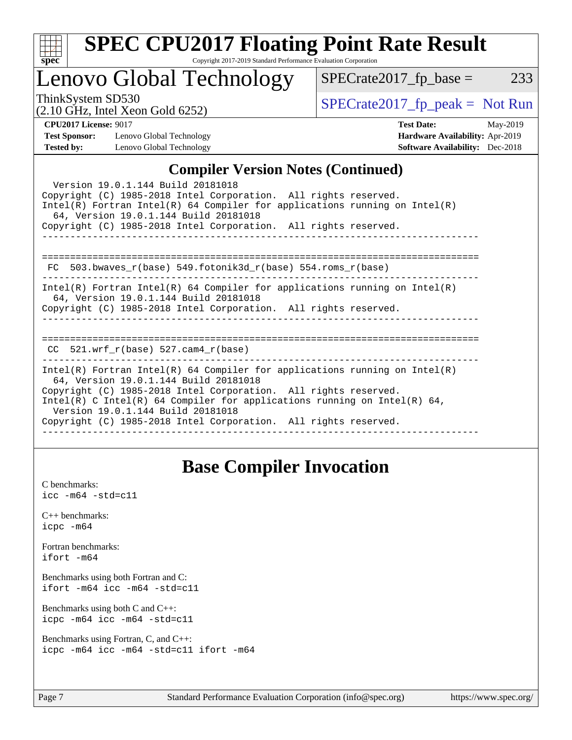# SPEC CPU2017 Floating Point Rate Result

Copyright 2017-2019 Standard Performance Evaluation Corporation

## Lenovo Global Technology

ThinkSystem SD530
(2.10 GHz, Intel Xeon Gold 6252)

SPECrate2017_fp_base = 233

SPECrate2017_fp_peak = Not Run

**CPU2017 License:** 9017
**Test Sponsor:** Lenovo Global Technology
**Tested by:** Lenovo Global Technology

**Test Date:** May-2019
**Hardware Availability:** Apr-2019
**Software Availability:** Dec-2018

## Compiler Version Notes (Continued)

```
  Version 19.0.1.144 Build 20181018
Copyright (C) 1985-2018 Intel Corporation.  All rights reserved.
Intel(R) Fortran Intel(R) 64 Compiler for applications running on Intel(R)
  64, Version 19.0.1.144 Build 20181018
Copyright (C) 1985-2018 Intel Corporation.  All rights reserved.
------------------------------------------------------------------------------

==============================================================================
 FC  503.bwaves_r(base) 549.fotonik3d_r(base) 554.roms_r(base)
------------------------------------------------------------------------------
Intel(R) Fortran Intel(R) 64 Compiler for applications running on Intel(R)
  64, Version 19.0.1.144 Build 20181018
Copyright (C) 1985-2018 Intel Corporation.  All rights reserved.
------------------------------------------------------------------------------

==============================================================================
 CC  521.wrf_r(base) 527.cam4_r(base)
------------------------------------------------------------------------------
Intel(R) Fortran Intel(R) 64 Compiler for applications running on Intel(R)
  64, Version 19.0.1.144 Build 20181018
Copyright (C) 1985-2018 Intel Corporation.  All rights reserved.
Intel(R) C Intel(R) 64 Compiler for applications running on Intel(R) 64,
  Version 19.0.1.144 Build 20181018
Copyright (C) 1985-2018 Intel Corporation.  All rights reserved.
------------------------------------------------------------------------------
```

## Base Compiler Invocation

C benchmarks:
`icc -m64 -std=c11`

C++ benchmarks:
`icpc -m64`

Fortran benchmarks:
`ifort -m64`

Benchmarks using both Fortran and C:
`ifort -m64 icc -m64 -std=c11`

Benchmarks using both C and C++:
`icpc -m64 icc -m64 -std=c11`

Benchmarks using Fortran, C, and C++:
`icpc -m64 icc -m64 -std=c11 ifort -m64`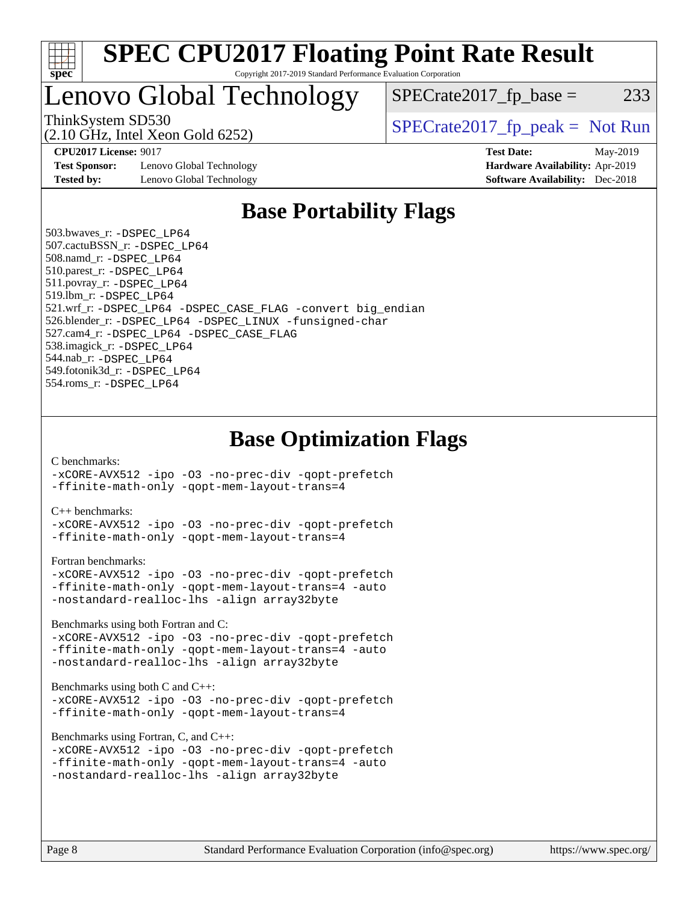# SPEC CPU2017 Floating Point Rate Result

Copyright 2017-2019 Standard Performance Evaluation Corporation

## Lenovo Global Technology

ThinkSystem SD530
(2.10 GHz, Intel Xeon Gold 6252)

SPECrate2017_fp_base = 233

SPECrate2017_fp_peak = Not Run

**CPU2017 License:** 9017
**Test Sponsor:** Lenovo Global Technology
**Tested by:** Lenovo Global Technology

**Test Date:** May-2019
**Hardware Availability:** Apr-2019
**Software Availability:** Dec-2018

## Base Portability Flags

503.bwaves_r: `-DSPEC_LP64`
507.cactuBSSN_r: `-DSPEC_LP64`
508.namd_r: `-DSPEC_LP64`
510.parest_r: `-DSPEC_LP64`
511.povray_r: `-DSPEC_LP64`
519.lbm_r: `-DSPEC_LP64`
521.wrf_r: `-DSPEC_LP64 -DSPEC_CASE_FLAG -convert big_endian`
526.blender_r: `-DSPEC_LP64 -DSPEC_LINUX -funsigned-char`
527.cam4_r: `-DSPEC_LP64 -DSPEC_CASE_FLAG`
538.imagick_r: `-DSPEC_LP64`
544.nab_r: `-DSPEC_LP64`
549.fotonik3d_r: `-DSPEC_LP64`
554.roms_r: `-DSPEC_LP64`

## Base Optimization Flags

C benchmarks:
```
-xCORE-AVX512 -ipo -O3 -no-prec-div -qopt-prefetch
-ffinite-math-only -qopt-mem-layout-trans=4
```

C++ benchmarks:
```
-xCORE-AVX512 -ipo -O3 -no-prec-div -qopt-prefetch
-ffinite-math-only -qopt-mem-layout-trans=4
```

Fortran benchmarks:
```
-xCORE-AVX512 -ipo -O3 -no-prec-div -qopt-prefetch
-ffinite-math-only -qopt-mem-layout-trans=4 -auto
-nostandard-realloc-lhs -align array32byte
```

Benchmarks using both Fortran and C:
```
-xCORE-AVX512 -ipo -O3 -no-prec-div -qopt-prefetch
-ffinite-math-only -qopt-mem-layout-trans=4 -auto
-nostandard-realloc-lhs -align array32byte
```

Benchmarks using both C and C++:
```
-xCORE-AVX512 -ipo -O3 -no-prec-div -qopt-prefetch
-ffinite-math-only -qopt-mem-layout-trans=4
```

Benchmarks using Fortran, C, and C++:
```
-xCORE-AVX512 -ipo -O3 -no-prec-div -qopt-prefetch
-ffinite-math-only -qopt-mem-layout-trans=4 -auto
-nostandard-realloc-lhs -align array32byte
```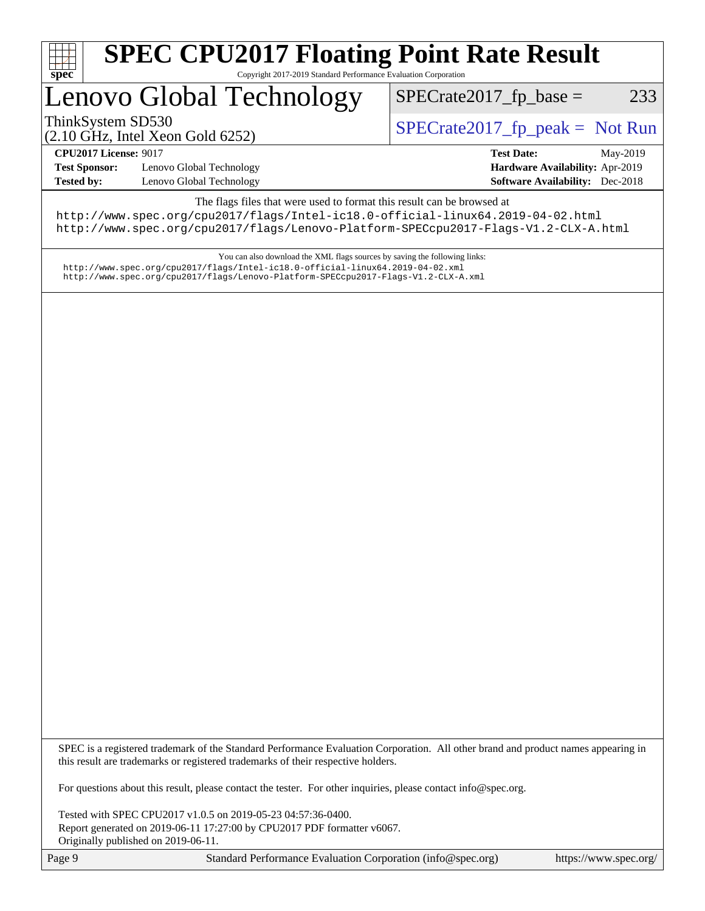# SPEC CPU2017 Floating Point Rate Result

Copyright 2017-2019 Standard Performance Evaluation Corporation

## Lenovo Global Technology

ThinkSystem SD530
(2.10 GHz, Intel Xeon Gold 6252)

SPECrate2017_fp_base = 233

SPECrate2017_fp_peak = Not Run

**CPU2017 License:** 9017
**Test Sponsor:** Lenovo Global Technology
**Tested by:** Lenovo Global Technology

**Test Date:** May-2019
**Hardware Availability:** Apr-2019
**Software Availability:** Dec-2018

The flags files that were used to format this result can be browsed at
http://www.spec.org/cpu2017/flags/Intel-ic18.0-official-linux64.2019-04-02.html
http://www.spec.org/cpu2017/flags/Lenovo-Platform-SPECcpu2017-Flags-V1.2-CLX-A.html

You can also download the XML flags sources by saving the following links:
http://www.spec.org/cpu2017/flags/Intel-ic18.0-official-linux64.2019-04-02.xml
http://www.spec.org/cpu2017/flags/Lenovo-Platform-SPECcpu2017-Flags-V1.2-CLX-A.xml

SPEC is a registered trademark of the Standard Performance Evaluation Corporation. All other brand and product names appearing in this result are trademarks or registered trademarks of their respective holders.

For questions about this result, please contact the tester. For other inquiries, please contact info@spec.org.

Tested with SPEC CPU2017 v1.0.5 on 2019-05-23 04:57:36-0400.
Report generated on 2019-06-11 17:27:00 by CPU2017 PDF formatter v6067.
Originally published on 2019-06-11.